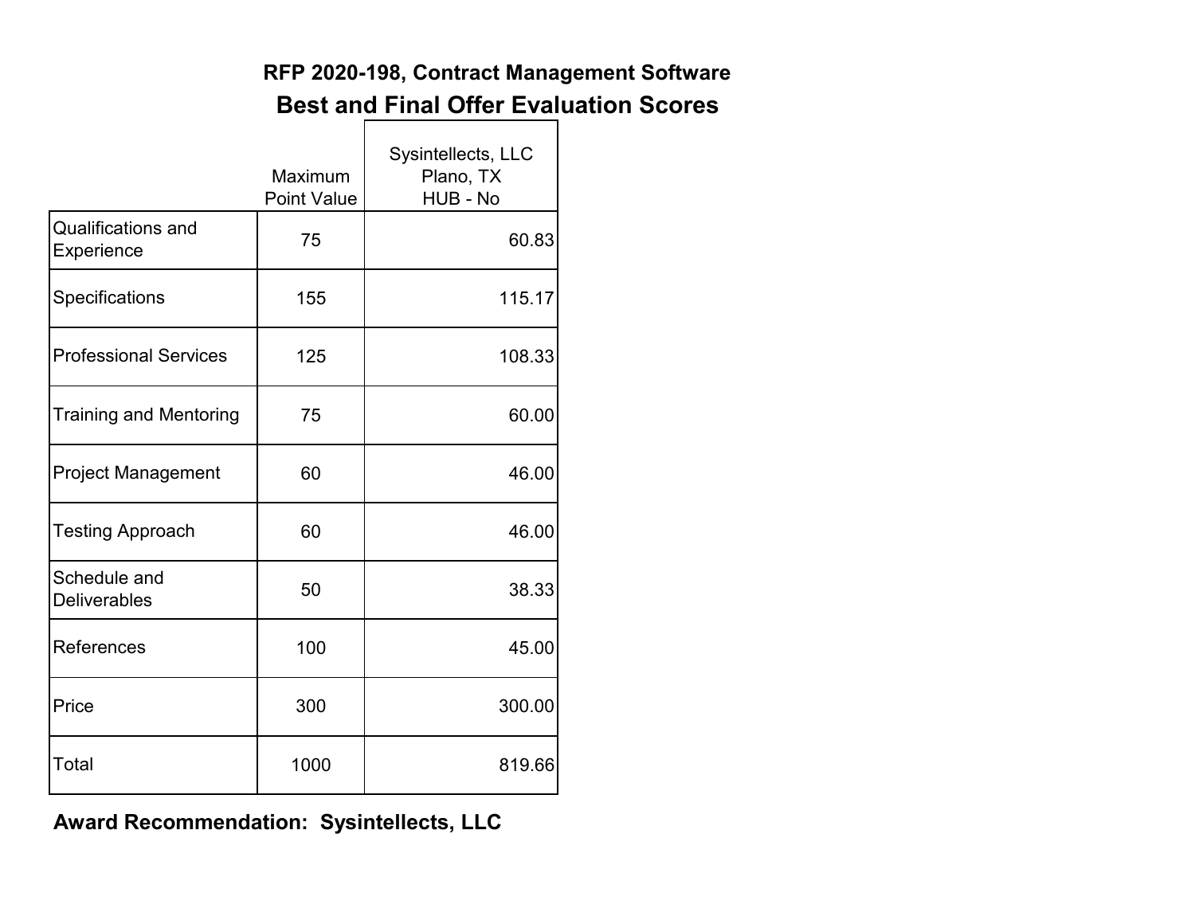# RFP 2020-198, Contract Management Software

## Best and Final Offer Evaluation Scores

| | Maximum Point Value | Sysintellects, LLC<br>Plano, TX<br>HUB - No |
|---|---|---|
| Qualifications and Experience | 75 | 60.83 |
| Specifications | 155 | 115.17 |
| Professional Services | 125 | 108.33 |
| Training and Mentoring | 75 | 60.00 |
| Project Management | 60 | 46.00 |
| Testing Approach | 60 | 46.00 |
| Schedule and Deliverables | 50 | 38.33 |
| References | 100 | 45.00 |
| Price | 300 | 300.00 |
| Total | 1000 | 819.66 |

**Award Recommendation: Sysintellects, LLC**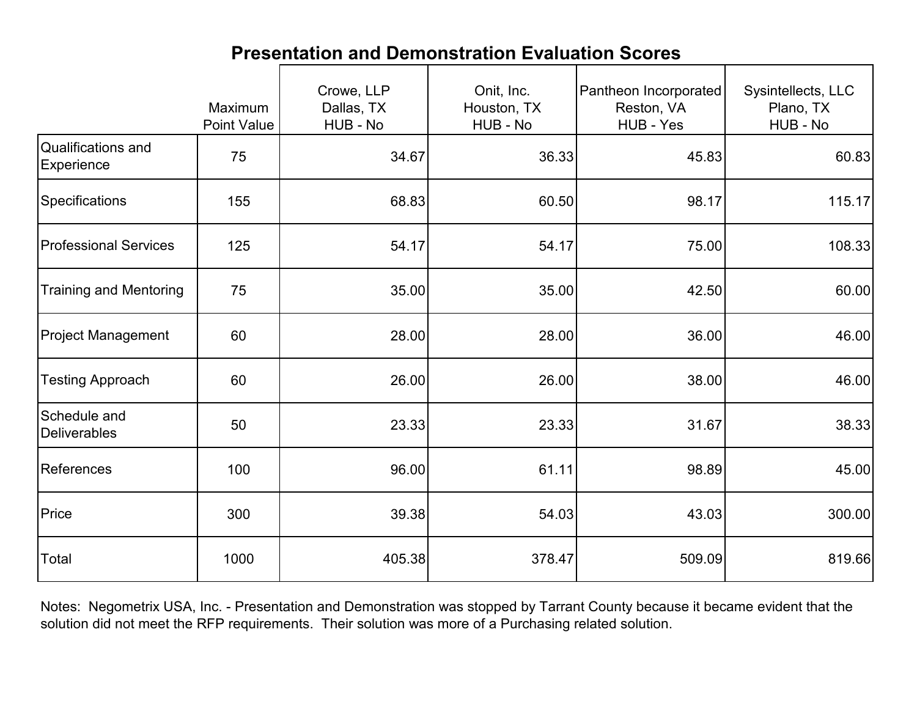# Presentation and Demonstration Evaluation Scores

| | Maximum Point Value | Crowe, LLP Dallas, TX HUB - No | Onit, Inc. Houston, TX HUB - No | Pantheon Incorporated Reston, VA HUB - Yes | Sysintellects, LLC Plano, TX HUB - No |
|---|---|---|---|---|---|
| Qualifications and Experience | 75 | 34.67 | 36.33 | 45.83 | 60.83 |
| Specifications | 155 | 68.83 | 60.50 | 98.17 | 115.17 |
| Professional Services | 125 | 54.17 | 54.17 | 75.00 | 108.33 |
| Training and Mentoring | 75 | 35.00 | 35.00 | 42.50 | 60.00 |
| Project Management | 60 | 28.00 | 28.00 | 36.00 | 46.00 |
| Testing Approach | 60 | 26.00 | 26.00 | 38.00 | 46.00 |
| Schedule and Deliverables | 50 | 23.33 | 23.33 | 31.67 | 38.33 |
| References | 100 | 96.00 | 61.11 | 98.89 | 45.00 |
| Price | 300 | 39.38 | 54.03 | 43.03 | 300.00 |
| Total | 1000 | 405.38 | 378.47 | 509.09 | 819.66 |

Notes: Negometrix USA, Inc. - Presentation and Demonstration was stopped by Tarrant County because it became evident that the solution did not meet the RFP requirements. Their solution was more of a Purchasing related solution.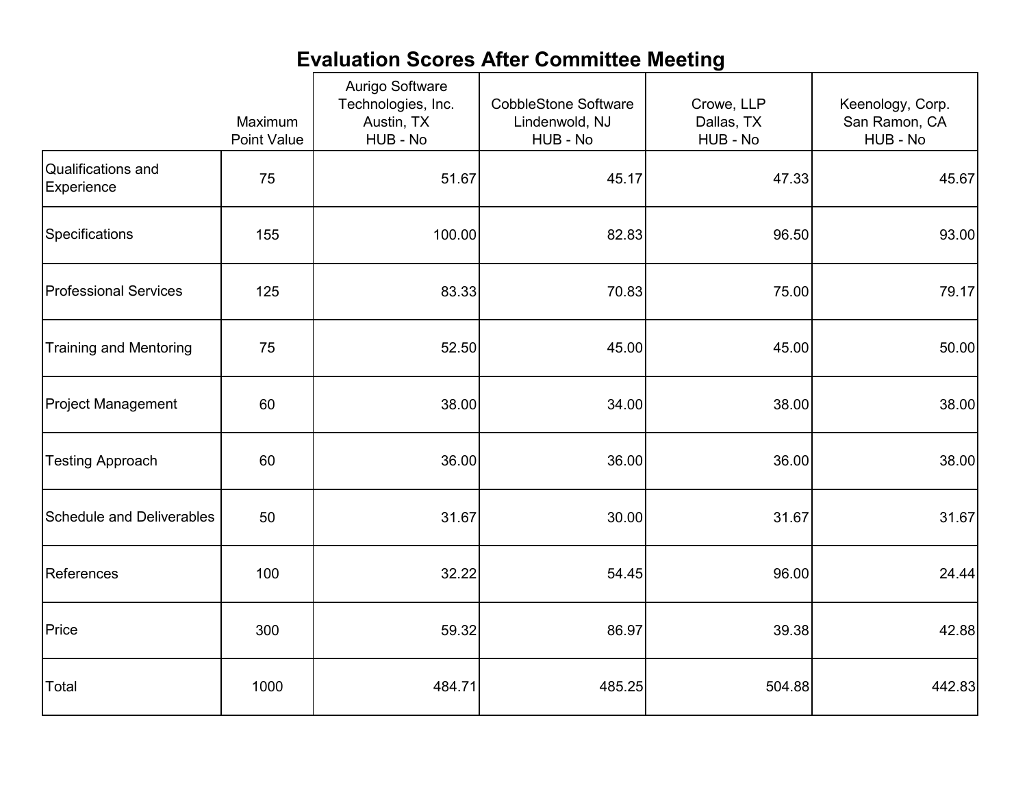## Evaluation Scores After Committee Meeting

| | Maximum Point Value | Aurigo Software Technologies, Inc. Austin, TX HUB - No | CobbleStone Software Lindenwold, NJ HUB - No | Crowe, LLP Dallas, TX HUB - No | Keenology, Corp. San Ramon, CA HUB - No |
|---|---|---|---|---|---|
| Qualifications and Experience | 75 | 51.67 | 45.17 | 47.33 | 45.67 |
| Specifications | 155 | 100.00 | 82.83 | 96.50 | 93.00 |
| Professional Services | 125 | 83.33 | 70.83 | 75.00 | 79.17 |
| Training and Mentoring | 75 | 52.50 | 45.00 | 45.00 | 50.00 |
| Project Management | 60 | 38.00 | 34.00 | 38.00 | 38.00 |
| Testing Approach | 60 | 36.00 | 36.00 | 36.00 | 38.00 |
| Schedule and Deliverables | 50 | 31.67 | 30.00 | 31.67 | 31.67 |
| References | 100 | 32.22 | 54.45 | 96.00 | 24.44 |
| Price | 300 | 59.32 | 86.97 | 39.38 | 42.88 |
| Total | 1000 | 484.71 | 485.25 | 504.88 | 442.83 |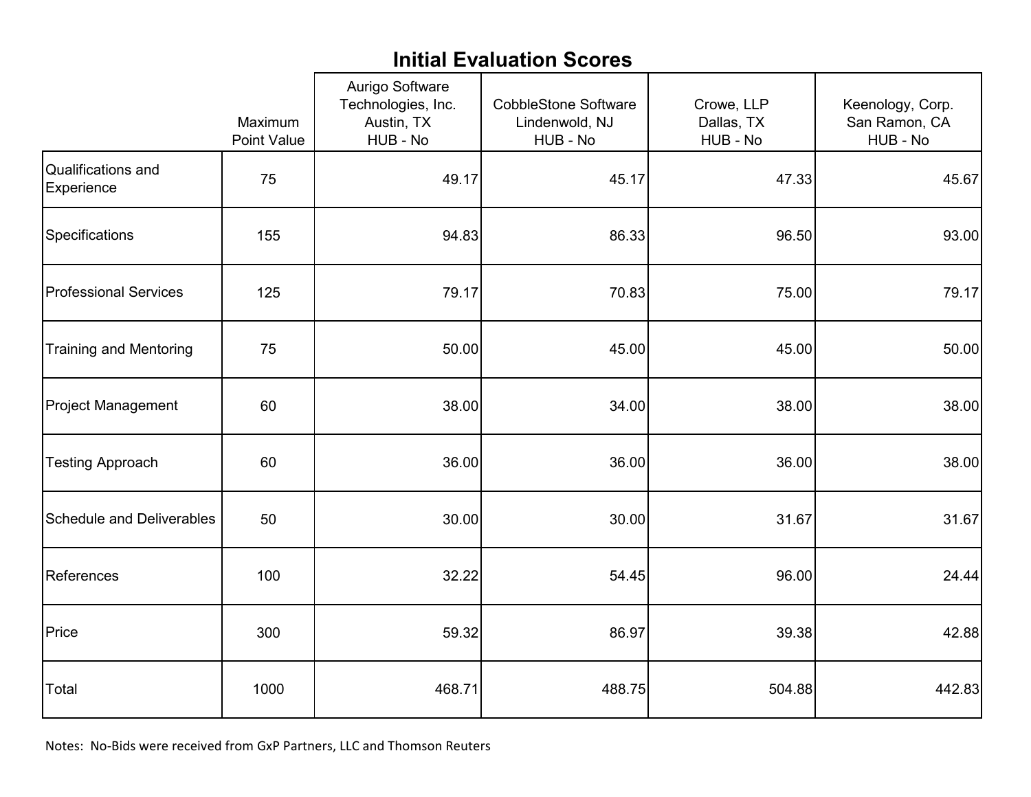## Initial Evaluation Scores

| | Maximum Point Value | Aurigo Software Technologies, Inc. Austin, TX HUB - No | CobbleStone Software Lindenwold, NJ HUB - No | Crowe, LLP Dallas, TX HUB - No | Keenology, Corp. San Ramon, CA HUB - No |
|---|---|---|---|---|---|
| Qualifications and Experience | 75 | 49.17 | 45.17 | 47.33 | 45.67 |
| Specifications | 155 | 94.83 | 86.33 | 96.50 | 93.00 |
| Professional Services | 125 | 79.17 | 70.83 | 75.00 | 79.17 |
| Training and Mentoring | 75 | 50.00 | 45.00 | 45.00 | 50.00 |
| Project Management | 60 | 38.00 | 34.00 | 38.00 | 38.00 |
| Testing Approach | 60 | 36.00 | 36.00 | 36.00 | 38.00 |
| Schedule and Deliverables | 50 | 30.00 | 30.00 | 31.67 | 31.67 |
| References | 100 | 32.22 | 54.45 | 96.00 | 24.44 |
| Price | 300 | 59.32 | 86.97 | 39.38 | 42.88 |
| Total | 1000 | 468.71 | 488.75 | 504.88 | 442.83 |

Notes: No-Bids were received from GxP Partners, LLC and Thomson Reuters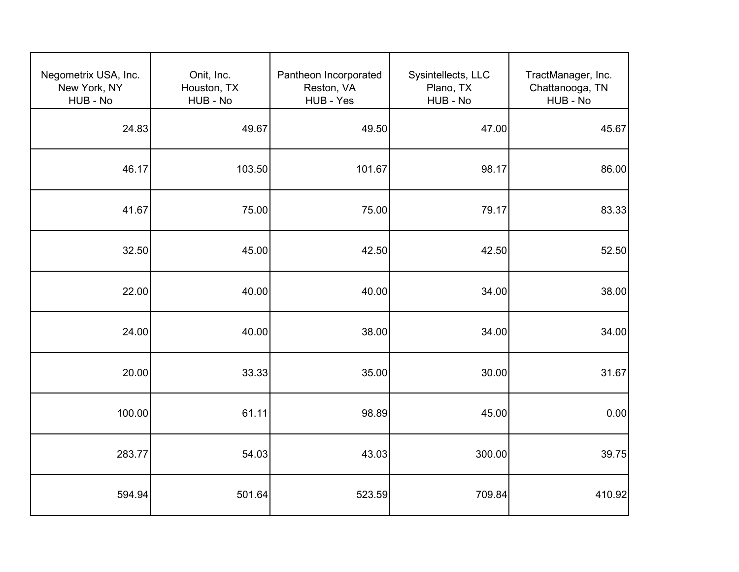| Negometrix USA, Inc.<br>New York, NY<br>HUB - No | Onit, Inc.<br>Houston, TX<br>HUB - No | Pantheon Incorporated<br>Reston, VA<br>HUB - Yes | Sysintellects, LLC<br>Plano, TX<br>HUB - No | TractManager, Inc.<br>Chattanooga, TN<br>HUB - No |
|---:|---:|---:|---:|---:|
| 24.83 | 49.67 | 49.50 | 47.00 | 45.67 |
| 46.17 | 103.50 | 101.67 | 98.17 | 86.00 |
| 41.67 | 75.00 | 75.00 | 79.17 | 83.33 |
| 32.50 | 45.00 | 42.50 | 42.50 | 52.50 |
| 22.00 | 40.00 | 40.00 | 34.00 | 38.00 |
| 24.00 | 40.00 | 38.00 | 34.00 | 34.00 |
| 20.00 | 33.33 | 35.00 | 30.00 | 31.67 |
| 100.00 | 61.11 | 98.89 | 45.00 | 0.00 |
| 283.77 | 54.03 | 43.03 | 300.00 | 39.75 |
| 594.94 | 501.64 | 523.59 | 709.84 | 410.92 |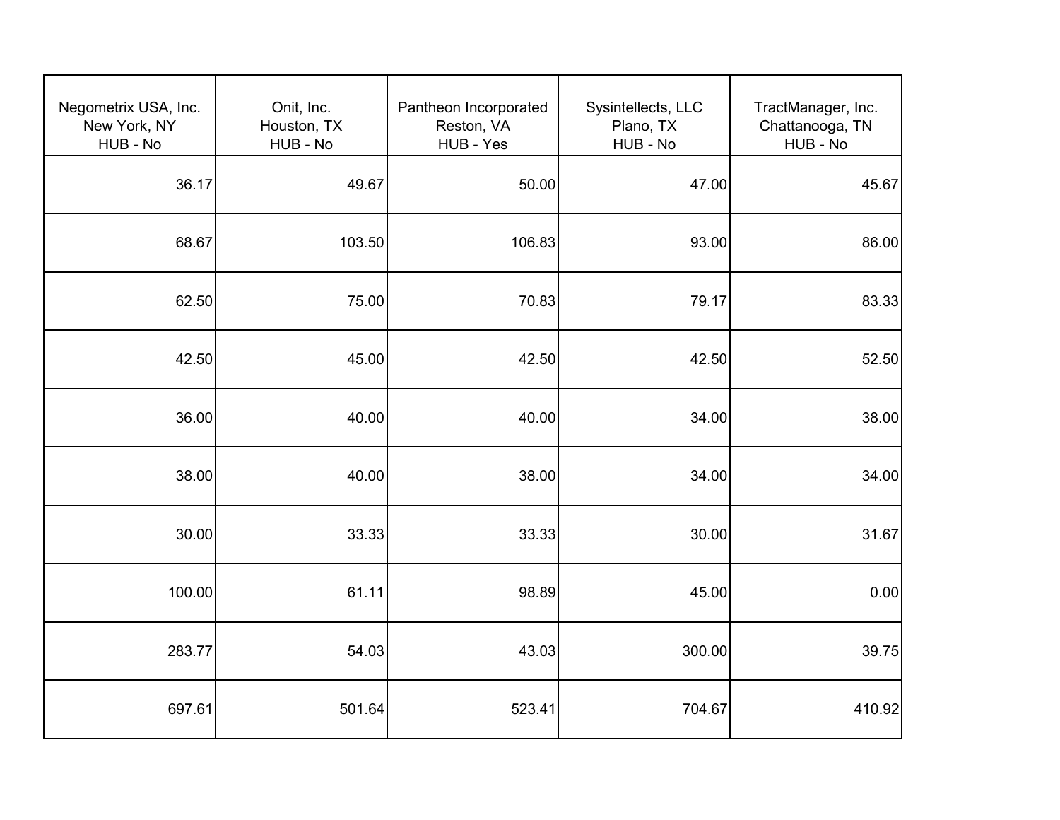| Negometrix USA, Inc.<br>New York, NY<br>HUB - No | Onit, Inc.<br>Houston, TX<br>HUB - No | Pantheon Incorporated<br>Reston, VA<br>HUB - Yes | Sysintellects, LLC<br>Plano, TX<br>HUB - No | TractManager, Inc.<br>Chattanooga, TN<br>HUB - No |
|---:|---:|---:|---:|---:|
| 36.17 | 49.67 | 50.00 | 47.00 | 45.67 |
| 68.67 | 103.50 | 106.83 | 93.00 | 86.00 |
| 62.50 | 75.00 | 70.83 | 79.17 | 83.33 |
| 42.50 | 45.00 | 42.50 | 42.50 | 52.50 |
| 36.00 | 40.00 | 40.00 | 34.00 | 38.00 |
| 38.00 | 40.00 | 38.00 | 34.00 | 34.00 |
| 30.00 | 33.33 | 33.33 | 30.00 | 31.67 |
| 100.00 | 61.11 | 98.89 | 45.00 | 0.00 |
| 283.77 | 54.03 | 43.03 | 300.00 | 39.75 |
| 697.61 | 501.64 | 523.41 | 704.67 | 410.92 |